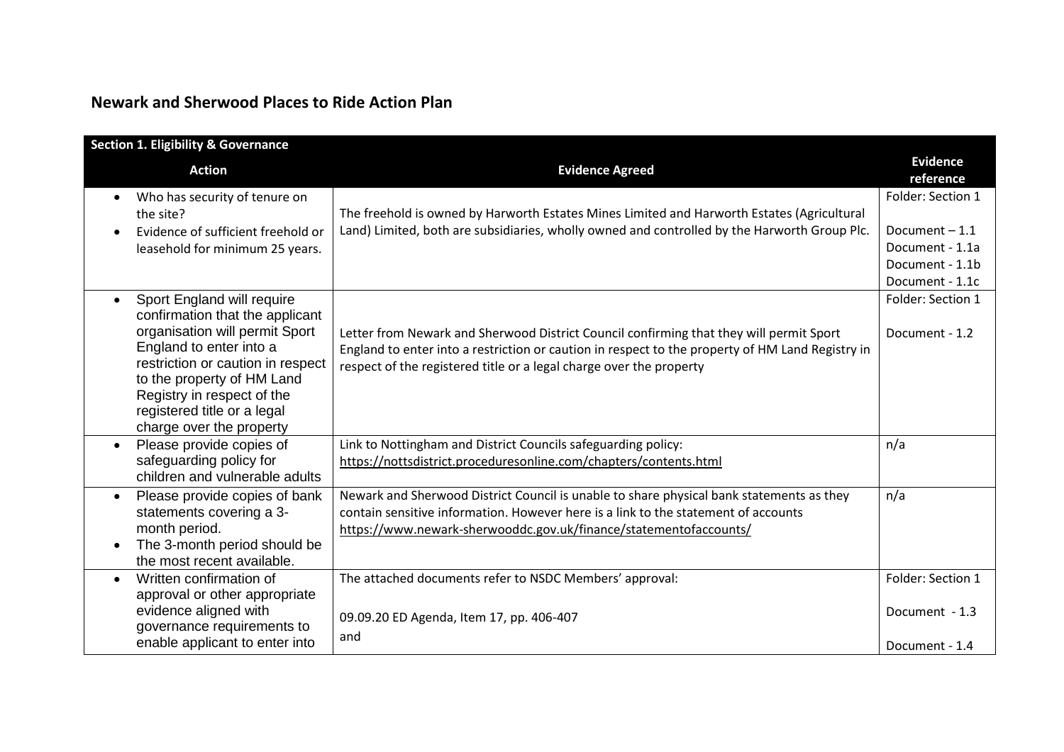## Newark and Sherwood Places to Ride Action Plan

| Section 1. Eligibility & Governance | | |
|---|---|---|
| **Action** | **Evidence Agreed** | **Evidence reference** |
| • Who has security of tenure on the site?<br>• Evidence of sufficient freehold or leasehold for minimum 25 years. | The freehold is owned by Harworth Estates Mines Limited and Harworth Estates (Agricultural Land) Limited, both are subsidiaries, wholly owned and controlled by the Harworth Group Plc. | Folder: Section 1<br><br>Document – 1.1<br>Document - 1.1a<br>Document - 1.1b<br>Document - 1.1c |
| • Sport England will require confirmation that the applicant organisation will permit Sport England to enter into a restriction or caution in respect to the property of HM Land Registry in respect of the registered title or a legal charge over the property | Letter from Newark and Sherwood District Council confirming that they will permit Sport England to enter into a restriction or caution in respect to the property of HM Land Registry in respect of the registered title or a legal charge over the property | Folder: Section 1<br><br>Document - 1.2 |
| • Please provide copies of safeguarding policy for children and vulnerable adults | Link to Nottingham and District Councils safeguarding policy:<br>https://nottsdistrict.proceduresonline.com/chapters/contents.html | n/a |
| • Please provide copies of bank statements covering a 3-month period.<br>• The 3-month period should be the most recent available. | Newark and Sherwood District Council is unable to share physical bank statements as they contain sensitive information. However here is a link to the statement of accounts<br>https://www.newark-sherwooddc.gov.uk/finance/statementofaccounts/ | n/a |
| • Written confirmation of approval or other appropriate evidence aligned with governance requirements to enable applicant to enter into | The attached documents refer to NSDC Members' approval:<br><br>09.09.20 ED Agenda, Item 17, pp. 406-407<br>and | Folder: Section 1<br><br>Document - 1.3<br><br>Document - 1.4 |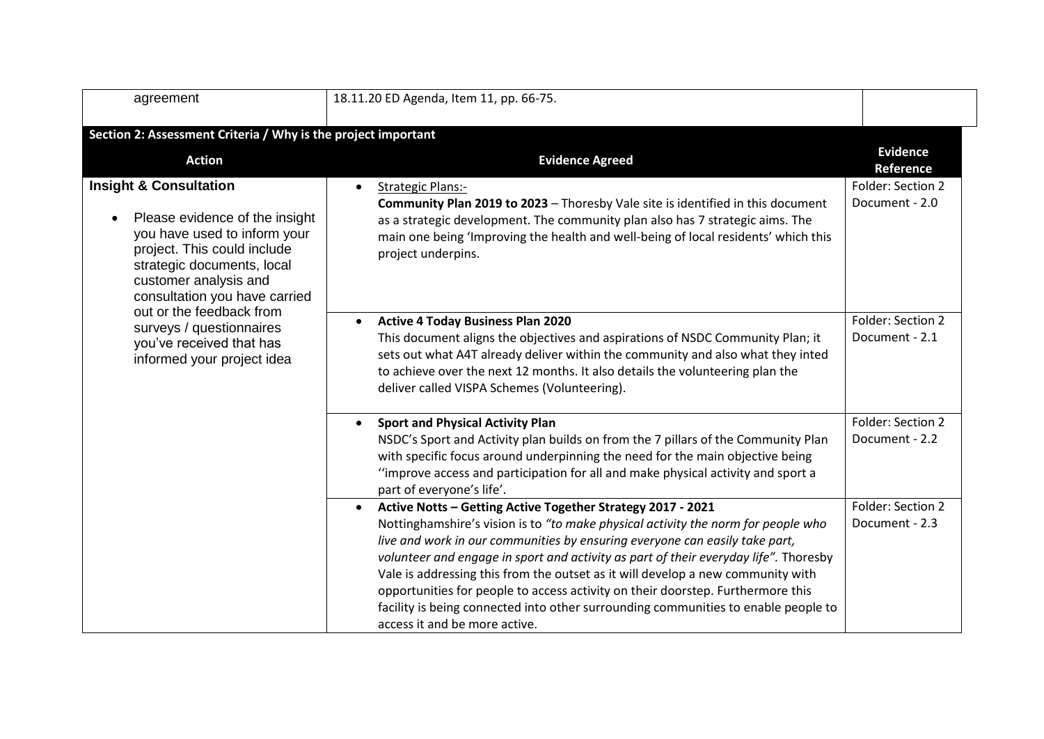| agreement | 18.11.20 ED Agenda, Item 11, pp. 66-75. | |
|---|---|---|

**Section 2: Assessment Criteria / Why is the project important**

| Action | Evidence Agreed | Evidence Reference |
|---|---|---|
| **Insight & Consultation**<br><br>• Please evidence of the insight you have used to inform your project. This could include strategic documents, local customer analysis and consultation you have carried out or the feedback from surveys / questionnaires you've received that has informed your project idea | • Strategic Plans:-<br>**Community Plan 2019 to 2023** – Thoresby Vale site is identified in this document as a strategic development. The community plan also has 7 strategic aims. The main one being 'Improving the health and well-being of local residents' which this project underpins. | Folder: Section 2 Document - 2.0 |
| | • **Active 4 Today Business Plan 2020**<br>This document aligns the objectives and aspirations of NSDC Community Plan; it sets out what A4T already deliver within the community and also what they inted to achieve over the next 12 months. It also details the volunteering plan the deliver called VISPA Schemes (Volunteering). | Folder: Section 2 Document - 2.1 |
| | • **Sport and Physical Activity Plan**<br>NSDC's Sport and Activity plan builds on from the 7 pillars of the Community Plan with specific focus around underpinning the need for the main objective being ''improve access and participation for all and make physical activity and sport a part of everyone's life'. | Folder: Section 2 Document - 2.2 |
| | • **Active Notts – Getting Active Together Strategy 2017 - 2021**<br>Nottinghamshire's vision is to *"to make physical activity the norm for people who live and work in our communities by ensuring everyone can easily take part, volunteer and engage in sport and activity as part of their everyday life".* Thoresby Vale is addressing this from the outset as it will develop a new community with opportunities for people to access activity on their doorstep. Furthermore this facility is being connected into other surrounding communities to enable people to access it and be more active. | Folder: Section 2 Document - 2.3 |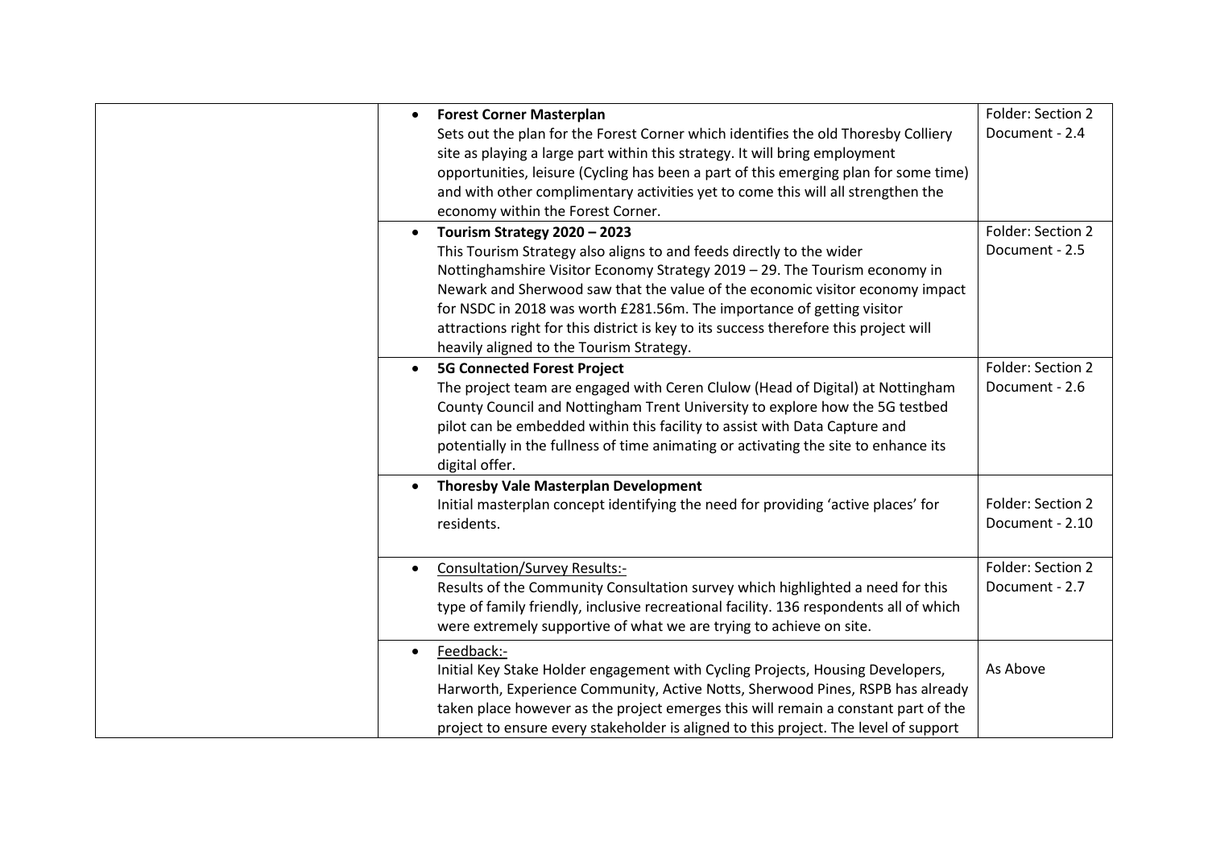| | | |
|---|---|---|
| | • **Forest Corner Masterplan**<br>Sets out the plan for the Forest Corner which identifies the old Thoresby Colliery site as playing a large part within this strategy. It will bring employment opportunities, leisure (Cycling has been a part of this emerging plan for some time) and with other complimentary activities yet to come this will all strengthen the economy within the Forest Corner. | Folder: Section 2 Document - 2.4 |
| | • **Tourism Strategy 2020 – 2023**<br>This Tourism Strategy also aligns to and feeds directly to the wider Nottinghamshire Visitor Economy Strategy 2019 – 29. The Tourism economy in Newark and Sherwood saw that the value of the economic visitor economy impact for NSDC in 2018 was worth £281.56m. The importance of getting visitor attractions right for this district is key to its success therefore this project will heavily aligned to the Tourism Strategy. | Folder: Section 2 Document - 2.5 |
| | • **5G Connected Forest Project**<br>The project team are engaged with Ceren Clulow (Head of Digital) at Nottingham County Council and Nottingham Trent University to explore how the 5G testbed pilot can be embedded within this facility to assist with Data Capture and potentially in the fullness of time animating or activating the site to enhance its digital offer. | Folder: Section 2 Document - 2.6 |
| | • **Thoresby Vale Masterplan Development**<br>Initial masterplan concept identifying the need for providing 'active places' for residents. | Folder: Section 2 Document - 2.10 |
| | • Consultation/Survey Results:-<br>Results of the Community Consultation survey which highlighted a need for this type of family friendly, inclusive recreational facility. 136 respondents all of which were extremely supportive of what we are trying to achieve on site. | Folder: Section 2 Document - 2.7 |
| | • Feedback:-<br>Initial Key Stake Holder engagement with Cycling Projects, Housing Developers, Harworth, Experience Community, Active Notts, Sherwood Pines, RSPB has already taken place however as the project emerges this will remain a constant part of the project to ensure every stakeholder is aligned to this project. The level of support | As Above |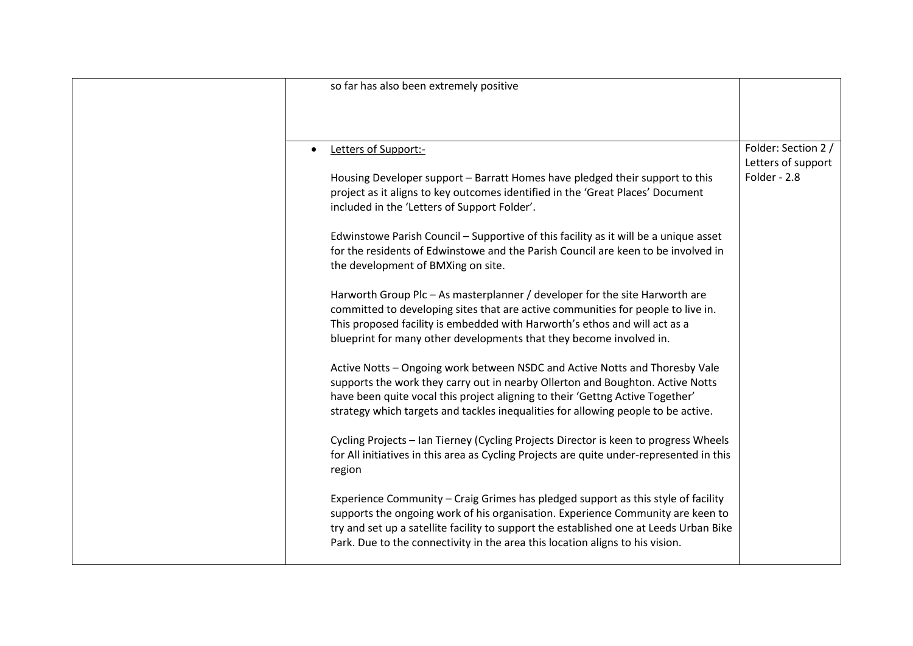|  |  |  |
| --- | --- | --- |
|  | so far has also been extremely positive |  |
|  | • Letters of Support:-<br><br>Housing Developer support – Barratt Homes have pledged their support to this project as it aligns to key outcomes identified in the 'Great Places' Document included in the 'Letters of Support Folder'.<br><br>Edwinstowe Parish Council – Supportive of this facility as it will be a unique asset for the residents of Edwinstowe and the Parish Council are keen to be involved in the development of BMXing on site.<br><br>Harworth Group Plc – As masterplanner / developer for the site Harworth are committed to developing sites that are active communities for people to live in. This proposed facility is embedded with Harworth's ethos and will act as a blueprint for many other developments that they become involved in.<br><br>Active Notts – Ongoing work between NSDC and Active Notts and Thoresby Vale supports the work they carry out in nearby Ollerton and Boughton. Active Notts have been quite vocal this project aligning to their 'Gettng Active Together' strategy which targets and tackles inequalities for allowing people to be active.<br><br>Cycling Projects – Ian Tierney (Cycling Projects Director is keen to progress Wheels for All initiatives in this area as Cycling Projects are quite under-represented in this region<br><br>Experience Community – Craig Grimes has pledged support as this style of facility supports the ongoing work of his organisation. Experience Community are keen to try and set up a satellite facility to support the established one at Leeds Urban Bike Park. Due to the connectivity in the area this location aligns to his vision. | Folder: Section 2 / Letters of support Folder - 2.8 |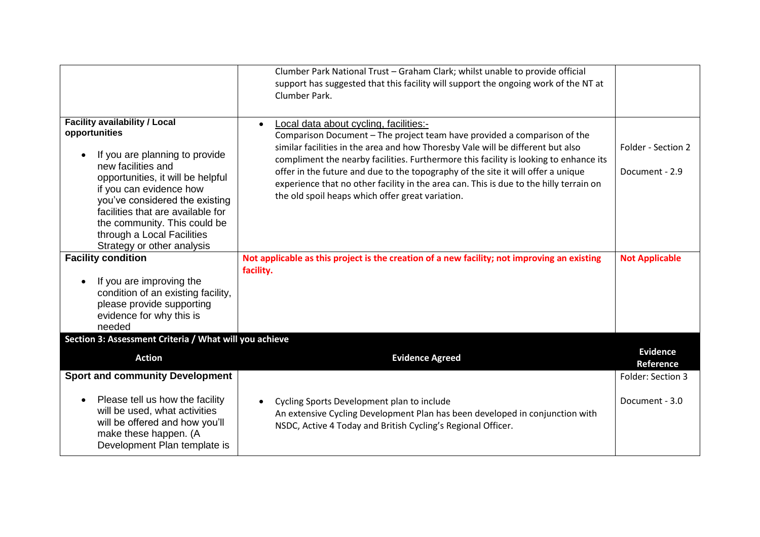|  |  |  |
|---|---|---|
|  | Clumber Park National Trust – Graham Clark; whilst unable to provide official support has suggested that this facility will support the ongoing work of the NT at Clumber Park. |  |
| **Facility availability / Local opportunities**<br><br>• If you are planning to provide new facilities and opportunities, it will be helpful if you can evidence how you've considered the existing facilities that are available for the community. This could be through a Local Facilities Strategy or other analysis | • Local data about cycling, facilities:-<br>Comparison Document – The project team have provided a comparison of the similar facilities in the area and how Thoresby Vale will be different but also compliment the nearby facilities. Furthermore this facility is looking to enhance its offer in the future and due to the topography of the site it will offer a unique experience that no other facility in the area can. This is due to the hilly terrain on the old spoil heaps which offer great variation. | Folder - Section 2<br><br>Document - 2.9 |
| **Facility condition**<br><br>• If you are improving the condition of an existing facility, please provide supporting evidence for why this is needed | **Not applicable as this project is the creation of a new facility; not improving an existing facility.** | **Not Applicable** |
| **Section 3: Assessment Criteria / What will you achieve** |  |  |
| **Action** | **Evidence Agreed** | **Evidence Reference** |
| **Sport and community Development**<br><br>• Please tell us how the facility will be used, what activities will be offered and how you'll make these happen. (A Development Plan template is | • Cycling Sports Development plan to include<br>An extensive Cycling Development Plan has been developed in conjunction with NSDC, Active 4 Today and British Cycling's Regional Officer. | Folder: Section 3<br><br>Document - 3.0 |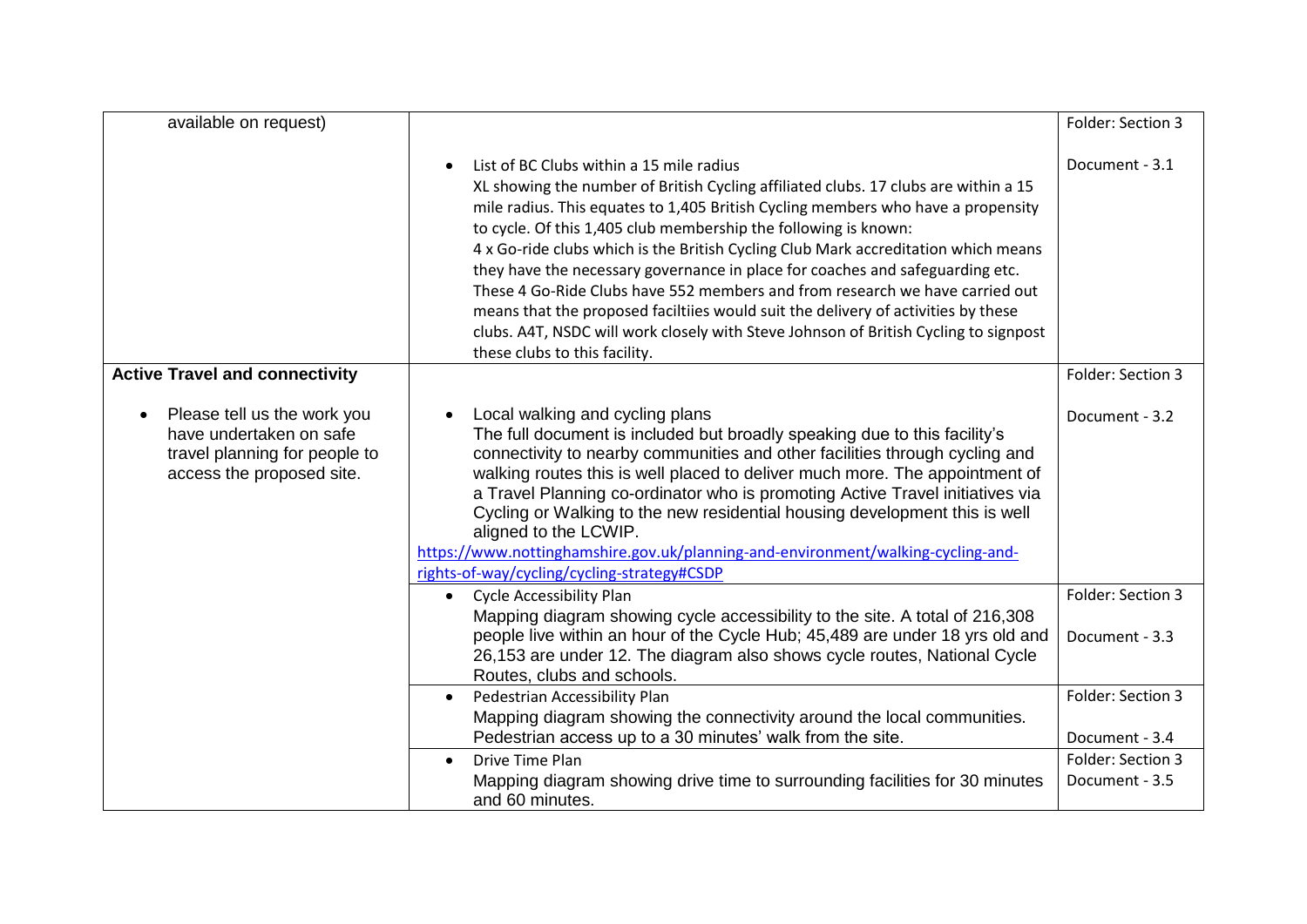| | | |
|---|---|---|
| available on request) | | Folder: Section 3 |
| | • List of BC Clubs within a 15 mile radius<br>XL showing the number of British Cycling affiliated clubs. 17 clubs are within a 15 mile radius. This equates to 1,405 British Cycling members who have a propensity to cycle. Of this 1,405 club membership the following is known:<br>4 x Go-ride clubs which is the British Cycling Club Mark accreditation which means they have the necessary governance in place for coaches and safeguarding etc. These 4 Go-Ride Clubs have 552 members and from research we have carried out means that the proposed faciltiies would suit the delivery of activities by these clubs. A4T, NSDC will work closely with Steve Johnson of British Cycling to signpost these clubs to this facility. | Document - 3.1 |
| **Active Travel and connectivity** | | Folder: Section 3 |
| • Please tell us the work you have undertaken on safe travel planning for people to access the proposed site. | • Local walking and cycling plans<br>The full document is included but broadly speaking due to this facility's connectivity to nearby communities and other facilities through cycling and walking routes this is well placed to deliver much more. The appointment of a Travel Planning co-ordinator who is promoting Active Travel initiatives via Cycling or Walking to the new residential housing development this is well aligned to the LCWIP.<br>https://www.nottinghamshire.gov.uk/planning-and-environment/walking-cycling-and-rights-of-way/cycling/cycling-strategy#CSDP | Document - 3.2 |
| | • Cycle Accessibility Plan<br>Mapping diagram showing cycle accessibility to the site. A total of 216,308 people live within an hour of the Cycle Hub; 45,489 are under 18 yrs old and 26,153 are under 12. The diagram also shows cycle routes, National Cycle Routes, clubs and schools. | Folder: Section 3<br>Document - 3.3 |
| | • Pedestrian Accessibility Plan<br>Mapping diagram showing the connectivity around the local communities. Pedestrian access up to a 30 minutes' walk from the site. | Folder: Section 3<br>Document - 3.4 |
| | • Drive Time Plan<br>Mapping diagram showing drive time to surrounding facilities for 30 minutes and 60 minutes. | Folder: Section 3<br>Document - 3.5 |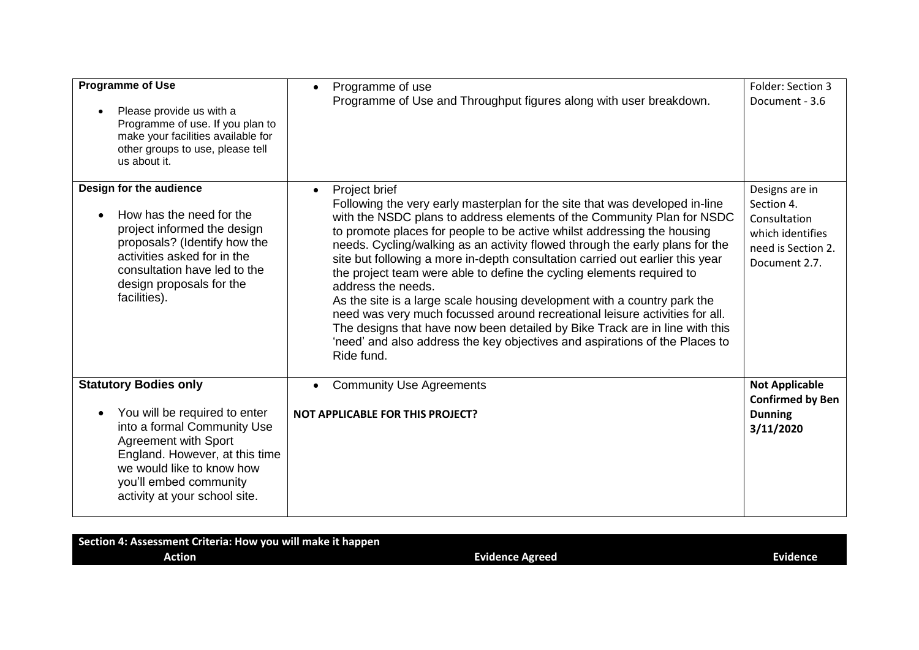| | | |
|---|---|---|
| **Programme of Use**<br><br>• Please provide us with a Programme of use. If you plan to make your facilities available for other groups to use, please tell us about it. | • Programme of use<br>Programme of Use and Throughput figures along with user breakdown. | Folder: Section 3 Document - 3.6 |
| **Design for the audience**<br><br>• How has the need for the project informed the design proposals? (Identify how the activities asked for in the consultation have led to the design proposals for the facilities). | • Project brief<br>Following the very early masterplan for the site that was developed in-line with the NSDC plans to address elements of the Community Plan for NSDC to promote places for people to be active whilst addressing the housing needs. Cycling/walking as an activity flowed through the early plans for the site but following a more in-depth consultation carried out earlier this year the project team were able to define the cycling elements required to address the needs.<br>As the site is a large scale housing development with a country park the need was very much focussed around recreational leisure activities for all. The designs that have now been detailed by Bike Track are in line with this 'need' and also address the key objectives and aspirations of the Places to Ride fund. | Designs are in Section 4. Consultation which identifies need is Section 2. Document 2.7. |
| **Statutory Bodies only**<br><br>• You will be required to enter into a formal Community Use Agreement with Sport England. However, at this time we would like to know how you'll embed community activity at your school site. | • Community Use Agreements<br><br>**NOT APPLICABLE FOR THIS PROJECT?** | **Not Applicable Confirmed by Ben Dunning 3/11/2020** |

| **Section 4: Assessment Criteria: How you will make it happen** | | |
|---|---|---|
| **Action** | **Evidence Agreed** | **Evidence** |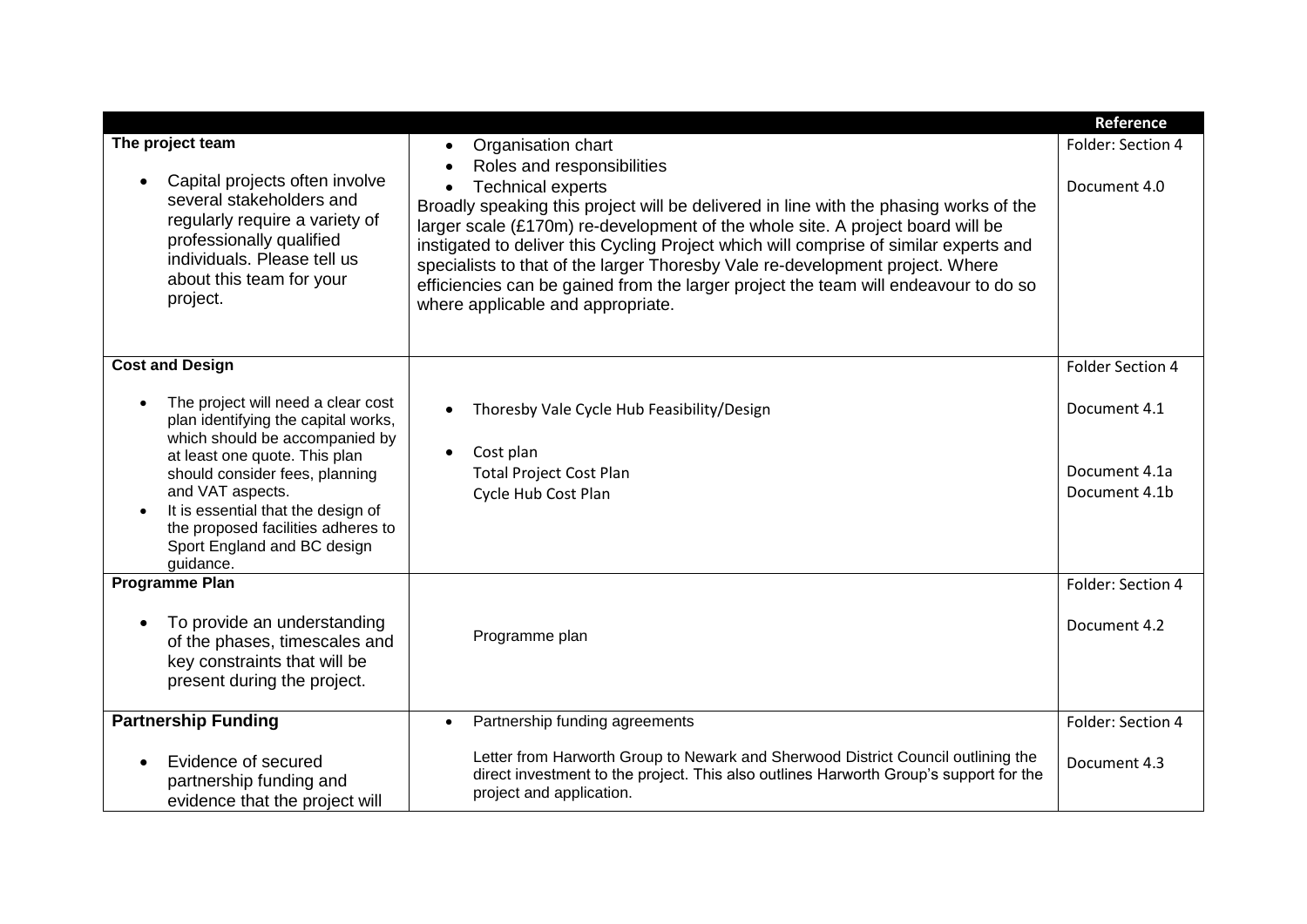| | | Reference |
|---|---|---|
| **The project team**<br><br>• Capital projects often involve several stakeholders and regularly require a variety of professionally qualified individuals. Please tell us about this team for your project. | • Organisation chart<br>• Roles and responsibilities<br>• Technical experts<br>Broadly speaking this project will be delivered in line with the phasing works of the larger scale (£170m) re-development of the whole site. A project board will be instigated to deliver this Cycling Project which will comprise of similar experts and specialists to that of the larger Thoresby Vale re-development project. Where efficiencies can be gained from the larger project the team will endeavour to do so where applicable and appropriate. | Folder: Section 4<br><br>Document 4.0 |
| **Cost and Design**<br><br>• The project will need a clear cost plan identifying the capital works, which should be accompanied by at least one quote. This plan should consider fees, planning and VAT aspects.<br>• It is essential that the design of the proposed facilities adheres to Sport England and BC design guidance. | • Thoresby Vale Cycle Hub Feasibility/Design<br><br>• Cost plan<br>Total Project Cost Plan<br>Cycle Hub Cost Plan | Folder Section 4<br><br>Document 4.1<br><br>Document 4.1a<br>Document 4.1b |
| **Programme Plan**<br><br>• To provide an understanding of the phases, timescales and key constraints that will be present during the project. | Programme plan | Folder: Section 4<br><br>Document 4.2 |
| **Partnership Funding**<br><br>• Evidence of secured partnership funding and evidence that the project will | • Partnership funding agreements<br><br>Letter from Harworth Group to Newark and Sherwood District Council outlining the direct investment to the project. This also outlines Harworth Group's support for the project and application. | Folder: Section 4<br><br>Document 4.3 |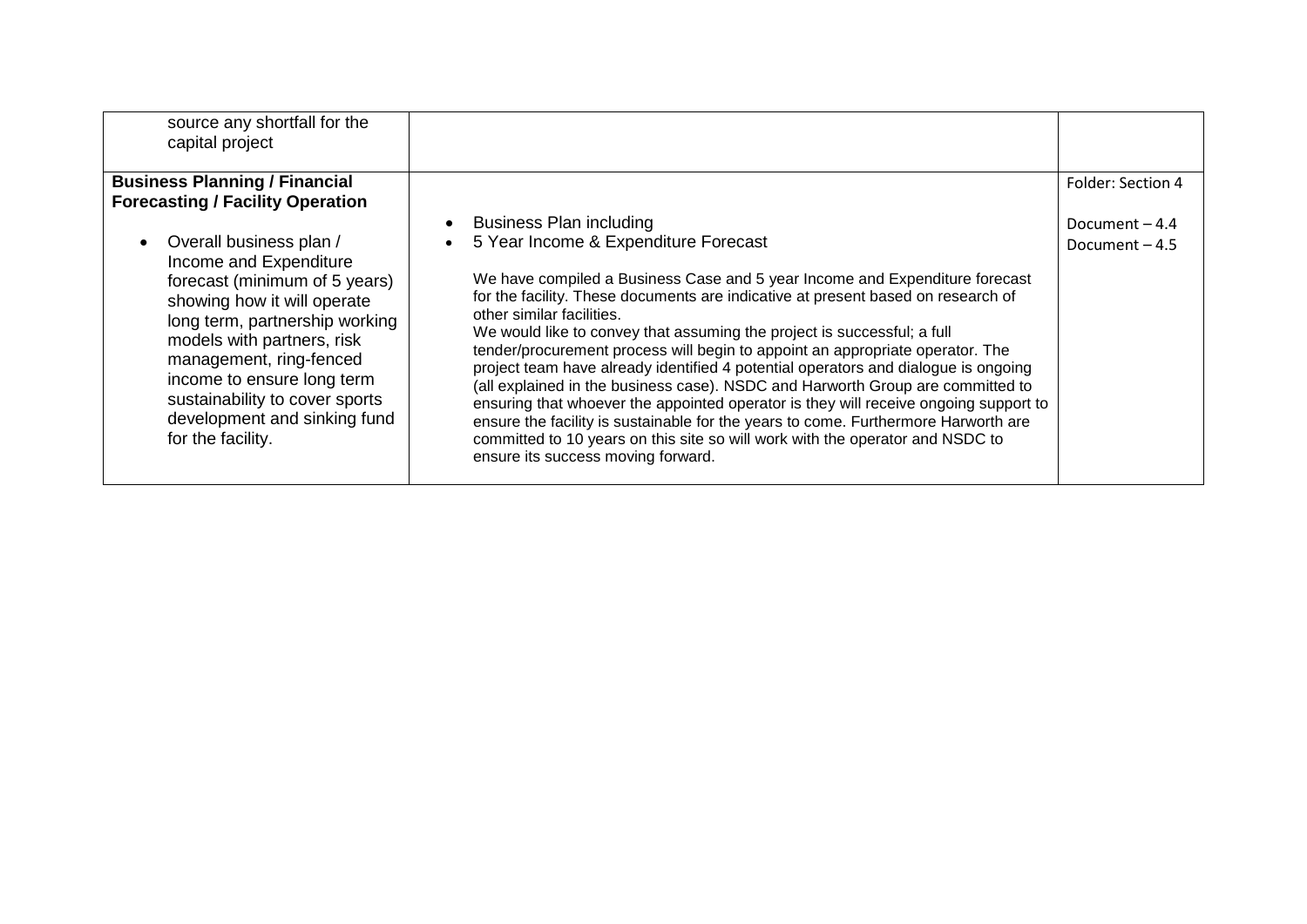| | | |
|---|---|---|
| source any shortfall for the capital project | | |
| **Business Planning / Financial Forecasting / Facility Operation**<br><br>• Overall business plan / Income and Expenditure forecast (minimum of 5 years) showing how it will operate long term, partnership working models with partners, risk management, ring-fenced income to ensure long term sustainability to cover sports development and sinking fund for the facility. | • Business Plan including<br>• 5 Year Income & Expenditure Forecast<br><br>We have compiled a Business Case and 5 year Income and Expenditure forecast for the facility. These documents are indicative at present based on research of other similar facilities.<br>We would like to convey that assuming the project is successful; a full tender/procurement process will begin to appoint an appropriate operator. The project team have already identified 4 potential operators and dialogue is ongoing (all explained in the business case). NSDC and Harworth Group are committed to ensuring that whoever the appointed operator is they will receive ongoing support to ensure the facility is sustainable for the years to come. Furthermore Harworth are committed to 10 years on this site so will work with the operator and NSDC to ensure its success moving forward. | Folder: Section 4<br><br>Document – 4.4<br>Document – 4.5 |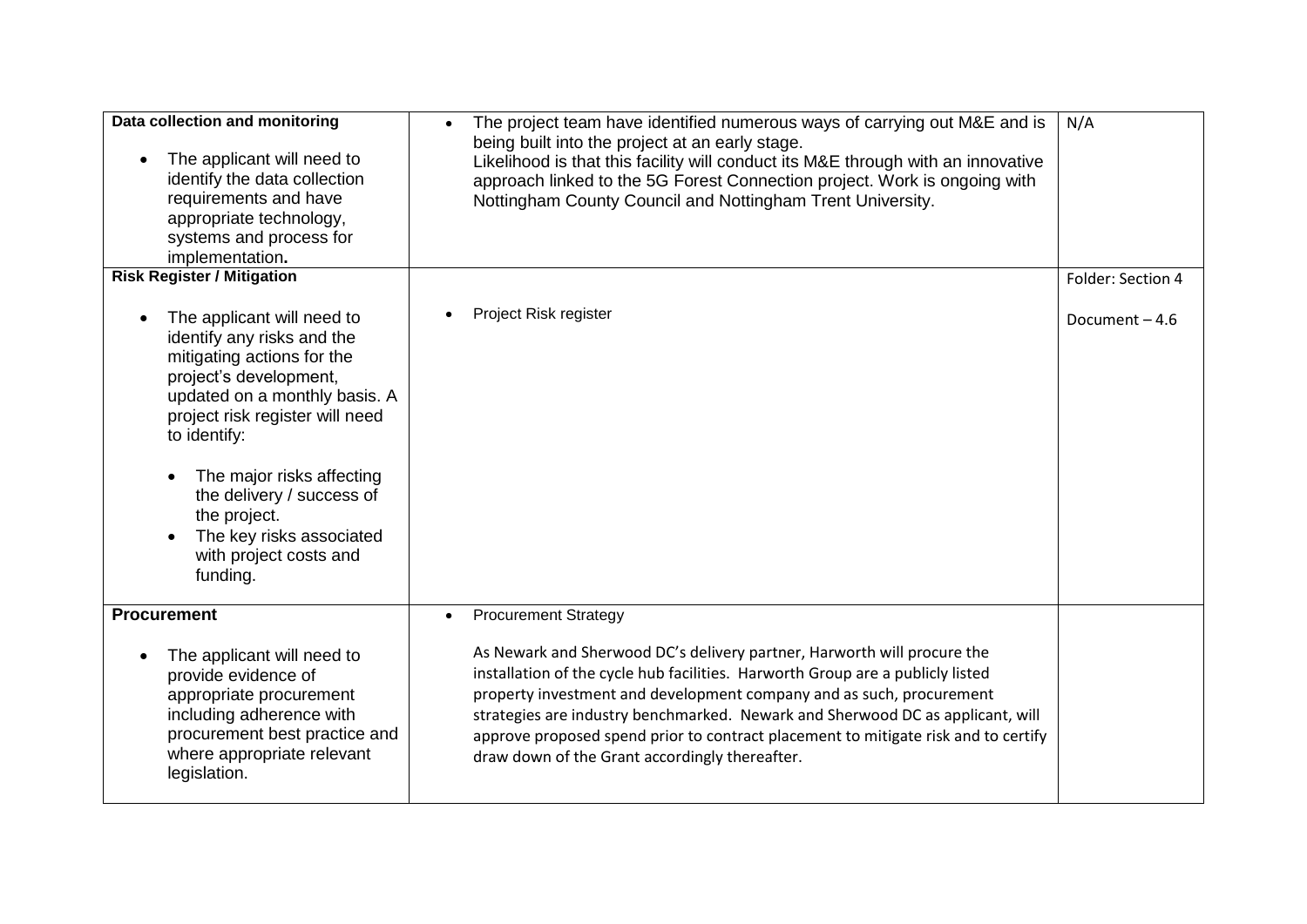| | | |
|---|---|---|
| **Data collection and monitoring**<br><br>• The applicant will need to identify the data collection requirements and have appropriate technology, systems and process for implementation**.** | • The project team have identified numerous ways of carrying out M&E and is being built into the project at an early stage.<br>Likelihood is that this facility will conduct its M&E through with an innovative approach linked to the 5G Forest Connection project. Work is ongoing with Nottingham County Council and Nottingham Trent University. | N/A |
| **Risk Register / Mitigation**<br><br>• The applicant will need to identify any risks and the mitigating actions for the project's development, updated on a monthly basis. A project risk register will need to identify:<br><br>• The major risks affecting the delivery / success of the project.<br>• The key risks associated with project costs and funding. | • Project Risk register | Folder: Section 4<br><br>Document – 4.6 |
| **Procurement**<br><br>• The applicant will need to provide evidence of appropriate procurement including adherence with procurement best practice and where appropriate relevant legislation. | • Procurement Strategy<br><br>As Newark and Sherwood DC's delivery partner, Harworth will procure the installation of the cycle hub facilities. Harworth Group are a publicly listed property investment and development company and as such, procurement strategies are industry benchmarked. Newark and Sherwood DC as applicant, will approve proposed spend prior to contract placement to mitigate risk and to certify draw down of the Grant accordingly thereafter. | |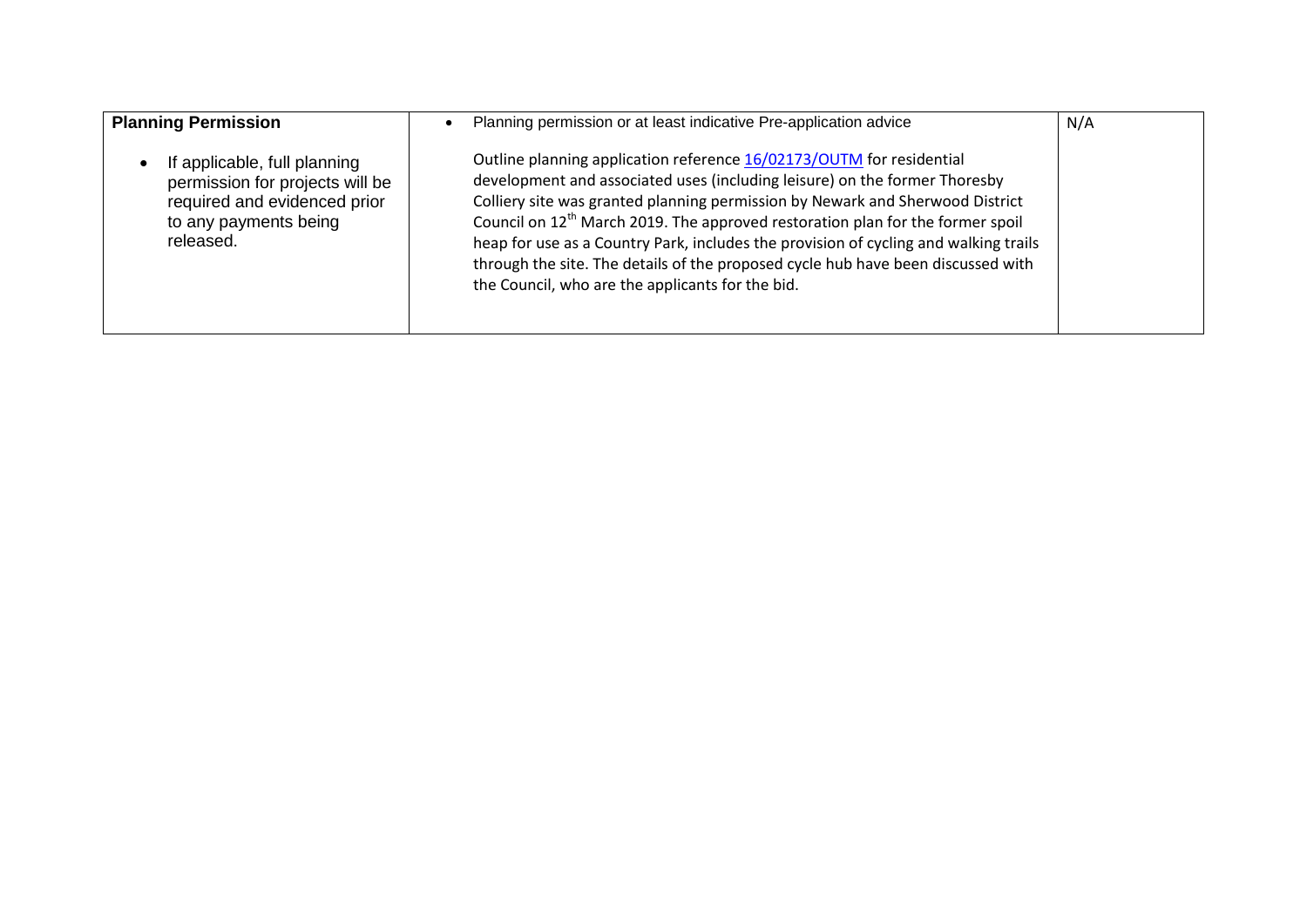| | | |
|---|---|---|
| **Planning Permission**<br><br>• If applicable, full planning permission for projects will be required and evidenced prior to any payments being released. | • Planning permission or at least indicative Pre-application advice<br><br>Outline planning application reference 16/02173/OUTM for residential development and associated uses (including leisure) on the former Thoresby Colliery site was granted planning permission by Newark and Sherwood District Council on 12th March 2019. The approved restoration plan for the former spoil heap for use as a Country Park, includes the provision of cycling and walking trails through the site. The details of the proposed cycle hub have been discussed with the Council, who are the applicants for the bid. | N/A |